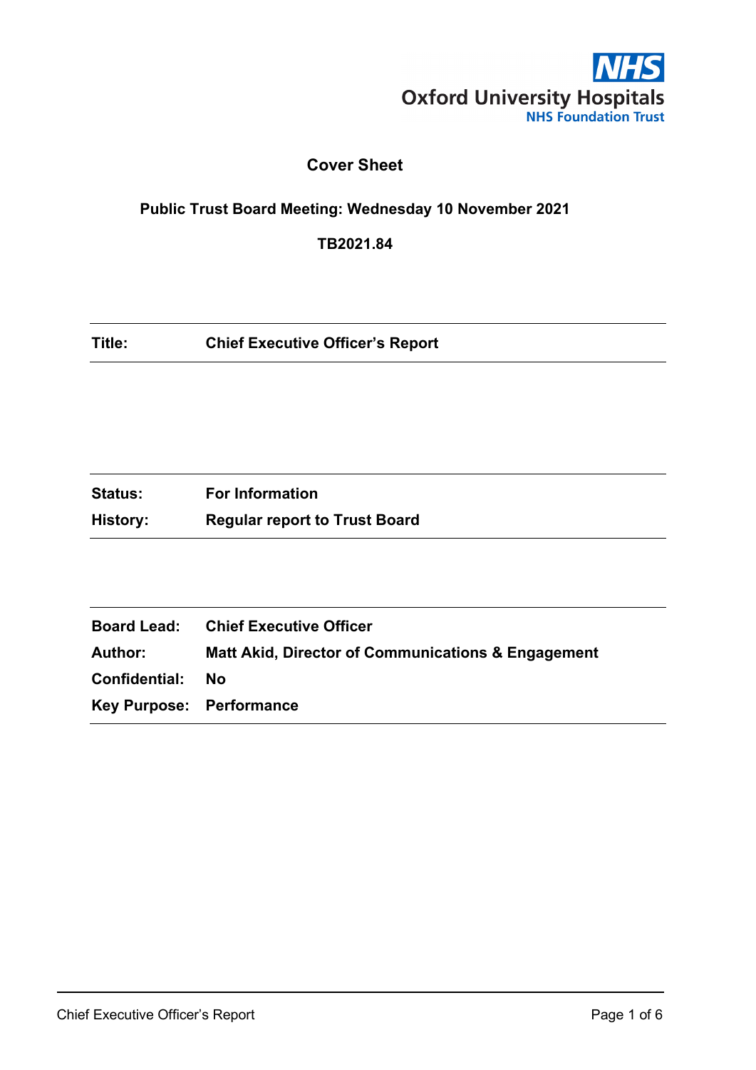NHS
Oxford University Hospitals
NHS Foundation Trust

# Cover Sheet

**Public Trust Board Meeting: Wednesday 10 November 2021**

**TB2021.84**

| | |
|---|---|
| **Title:** | **Chief Executive Officer's Report** |

| | |
|---|---|
| **Status:** | **For Information** |
| **History:** | **Regular report to Trust Board** |

| | |
|---|---|
| **Board Lead:** | **Chief Executive Officer** |
| **Author:** | **Matt Akid, Director of Communications & Engagement** |
| **Confidential:** | **No** |
| **Key Purpose:** | **Performance** |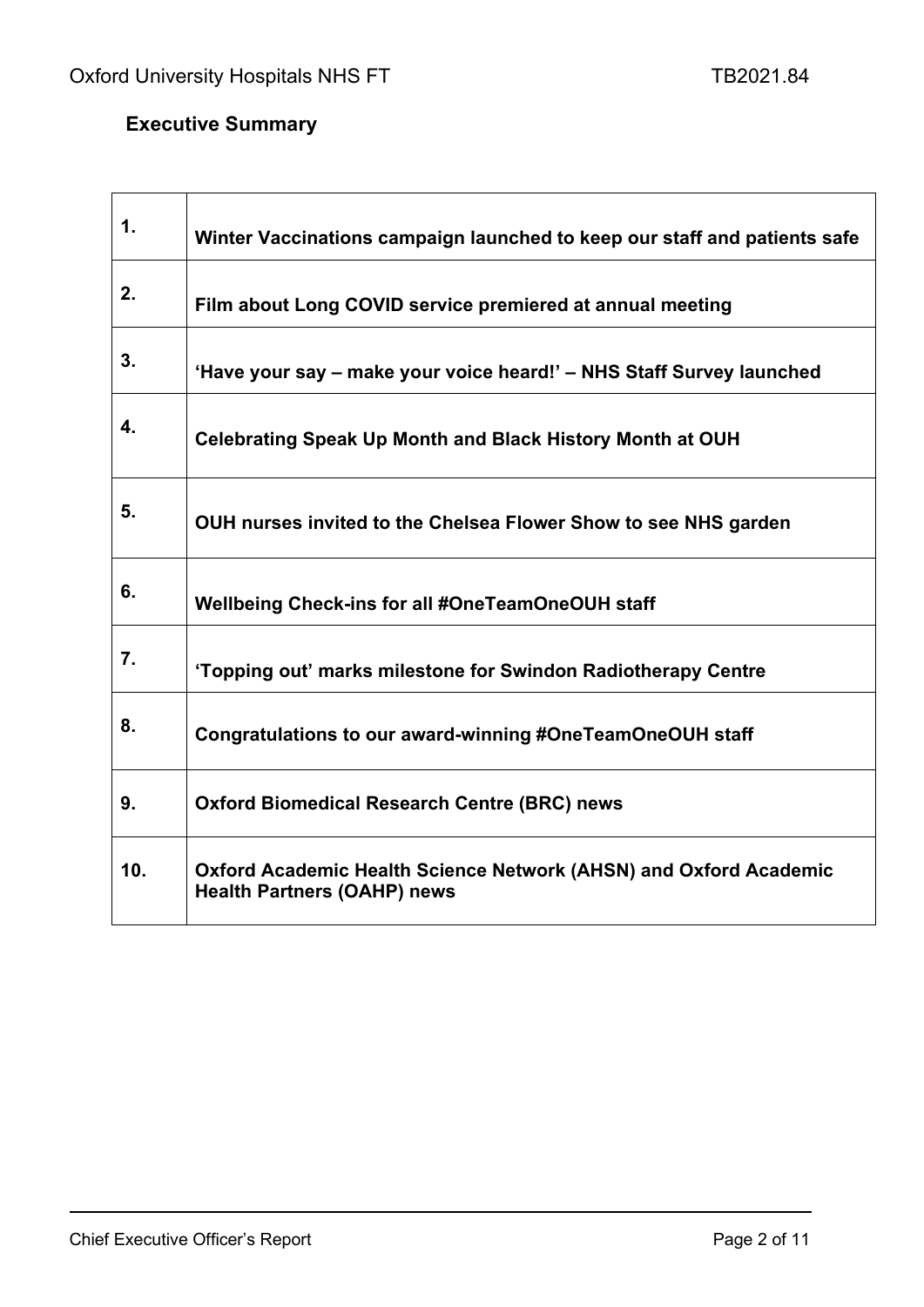## Executive Summary

| | |
|---|---|
| 1. | **Winter Vaccinations campaign launched to keep our staff and patients safe** |
| 2. | **Film about Long COVID service premiered at annual meeting** |
| 3. | **'Have your say – make your voice heard!' – NHS Staff Survey launched** |
| 4. | **Celebrating Speak Up Month and Black History Month at OUH** |
| 5. | **OUH nurses invited to the Chelsea Flower Show to see NHS garden** |
| 6. | **Wellbeing Check-ins for all #OneTeamOneOUH staff** |
| 7. | **'Topping out' marks milestone for Swindon Radiotherapy Centre** |
| 8. | **Congratulations to our award-winning #OneTeamOneOUH staff** |
| 9. | **Oxford Biomedical Research Centre (BRC) news** |
| 10. | **Oxford Academic Health Science Network (AHSN) and Oxford Academic Health Partners (OAHP) news** |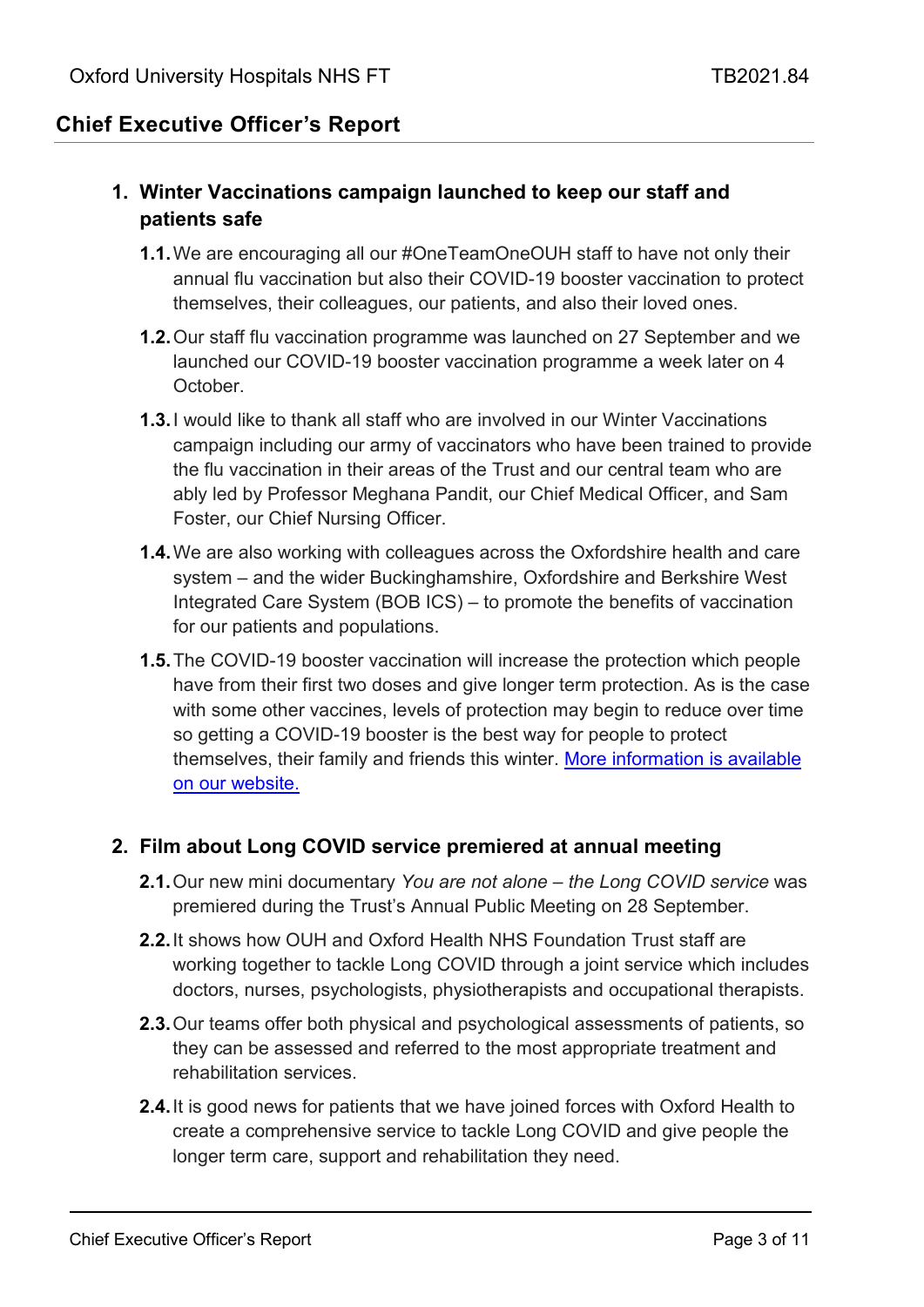## Chief Executive Officer's Report

### 1. Winter Vaccinations campaign launched to keep our staff and patients safe

**1.1.** We are encouraging all our #OneTeamOneOUH staff to have not only their annual flu vaccination but also their COVID-19 booster vaccination to protect themselves, their colleagues, our patients, and also their loved ones.

**1.2.** Our staff flu vaccination programme was launched on 27 September and we launched our COVID-19 booster vaccination programme a week later on 4 October.

**1.3.** I would like to thank all staff who are involved in our Winter Vaccinations campaign including our army of vaccinators who have been trained to provide the flu vaccination in their areas of the Trust and our central team who are ably led by Professor Meghana Pandit, our Chief Medical Officer, and Sam Foster, our Chief Nursing Officer.

**1.4.** We are also working with colleagues across the Oxfordshire health and care system – and the wider Buckinghamshire, Oxfordshire and Berkshire West Integrated Care System (BOB ICS) – to promote the benefits of vaccination for our patients and populations.

**1.5.** The COVID-19 booster vaccination will increase the protection which people have from their first two doses and give longer term protection. As is the case with some other vaccines, levels of protection may begin to reduce over time so getting a COVID-19 booster is the best way for people to protect themselves, their family and friends this winter. More information is available on our website.

### 2. Film about Long COVID service premiered at annual meeting

**2.1.** Our new mini documentary *You are not alone – the Long COVID service* was premiered during the Trust's Annual Public Meeting on 28 September.

**2.2.** It shows how OUH and Oxford Health NHS Foundation Trust staff are working together to tackle Long COVID through a joint service which includes doctors, nurses, psychologists, physiotherapists and occupational therapists.

**2.3.** Our teams offer both physical and psychological assessments of patients, so they can be assessed and referred to the most appropriate treatment and rehabilitation services.

**2.4.** It is good news for patients that we have joined forces with Oxford Health to create a comprehensive service to tackle Long COVID and give people the longer term care, support and rehabilitation they need.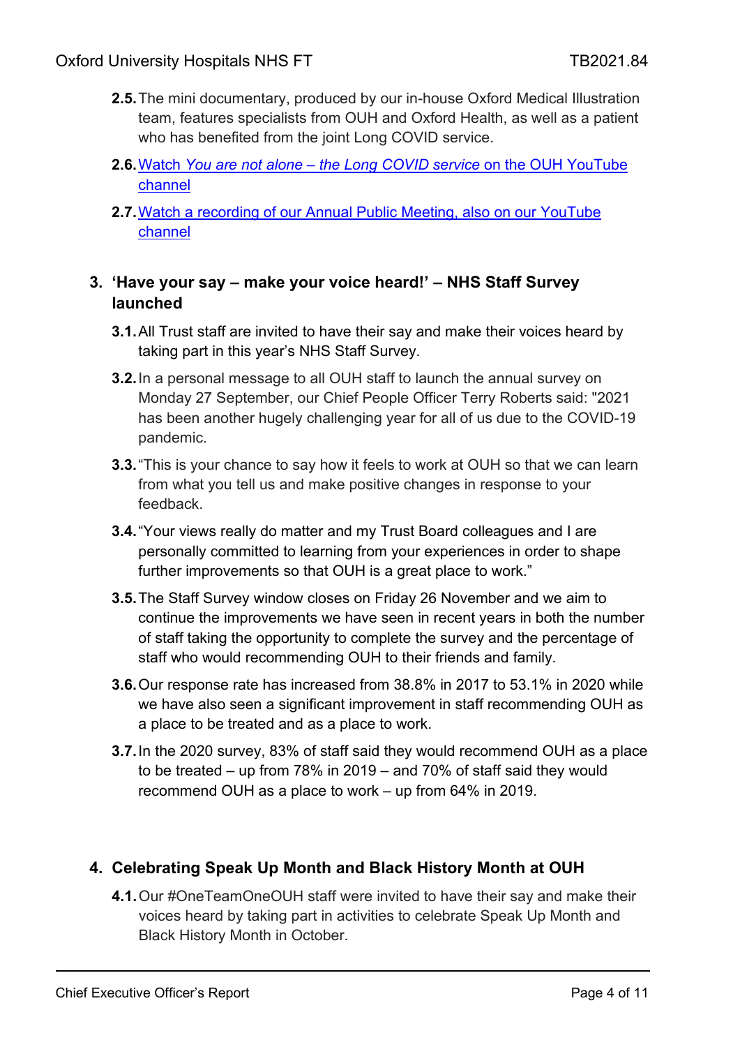**2.5.** The mini documentary, produced by our in-house Oxford Medical Illustration team, features specialists from OUH and Oxford Health, as well as a patient who has benefited from the joint Long COVID service.

**2.6.** Watch *You are not alone – the Long COVID service* on the OUH YouTube channel

**2.7.** Watch a recording of our Annual Public Meeting, also on our YouTube channel

## 3. 'Have your say – make your voice heard!' – NHS Staff Survey launched

**3.1.** All Trust staff are invited to have their say and make their voices heard by taking part in this year's NHS Staff Survey.

**3.2.** In a personal message to all OUH staff to launch the annual survey on Monday 27 September, our Chief People Officer Terry Roberts said: "2021 has been another hugely challenging year for all of us due to the COVID-19 pandemic.

**3.3.** "This is your chance to say how it feels to work at OUH so that we can learn from what you tell us and make positive changes in response to your feedback.

**3.4.** "Your views really do matter and my Trust Board colleagues and I are personally committed to learning from your experiences in order to shape further improvements so that OUH is a great place to work."

**3.5.** The Staff Survey window closes on Friday 26 November and we aim to continue the improvements we have seen in recent years in both the number of staff taking the opportunity to complete the survey and the percentage of staff who would recommending OUH to their friends and family.

**3.6.** Our response rate has increased from 38.8% in 2017 to 53.1% in 2020 while we have also seen a significant improvement in staff recommending OUH as a place to be treated and as a place to work.

**3.7.** In the 2020 survey, 83% of staff said they would recommend OUH as a place to be treated – up from 78% in 2019 – and 70% of staff said they would recommend OUH as a place to work – up from 64% in 2019.

## 4. Celebrating Speak Up Month and Black History Month at OUH

**4.1.** Our #OneTeamOneOUH staff were invited to have their say and make their voices heard by taking part in activities to celebrate Speak Up Month and Black History Month in October.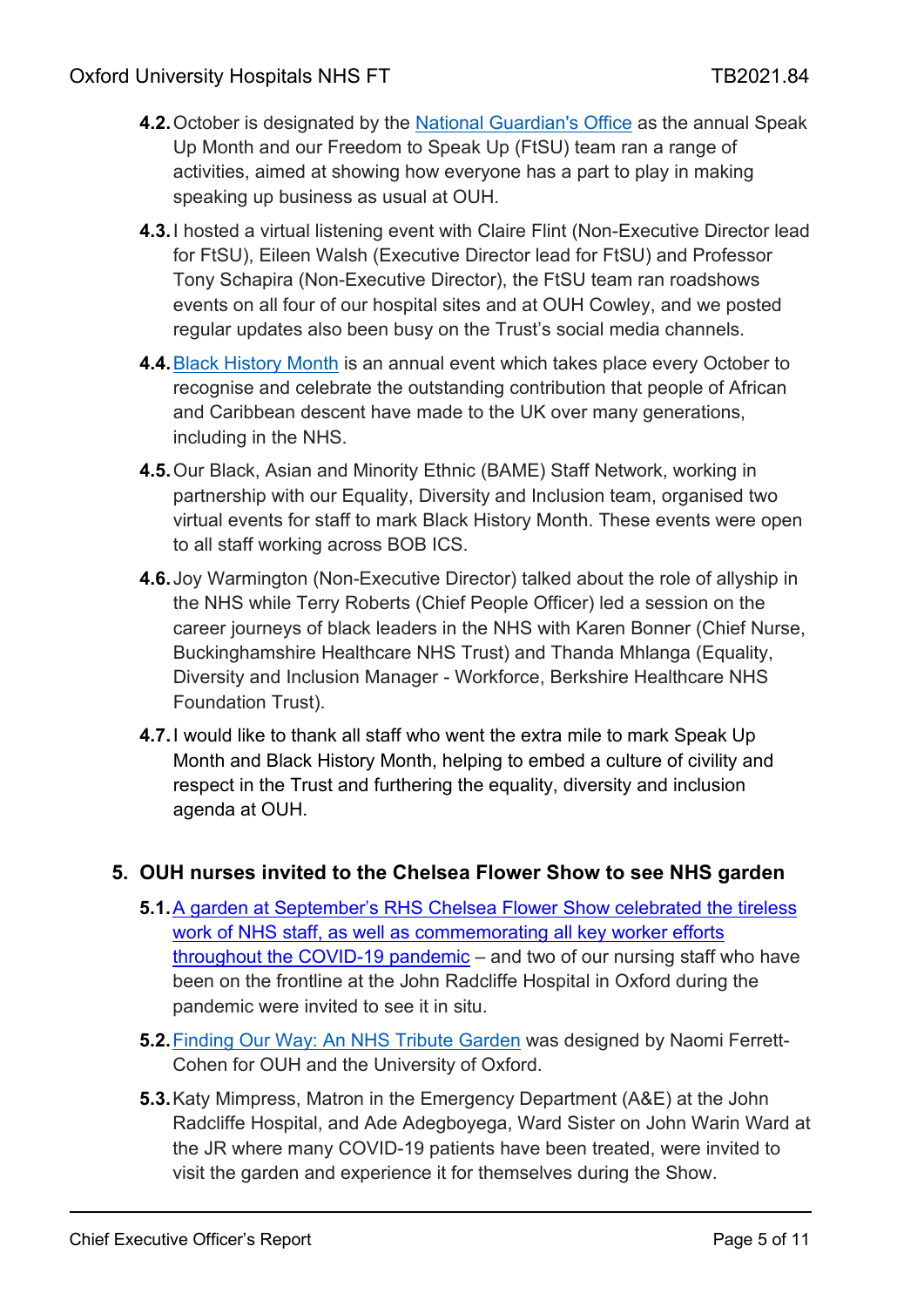**4.2.** October is designated by the National Guardian's Office as the annual Speak Up Month and our Freedom to Speak Up (FtSU) team ran a range of activities, aimed at showing how everyone has a part to play in making speaking up business as usual at OUH.

**4.3.** I hosted a virtual listening event with Claire Flint (Non-Executive Director lead for FtSU), Eileen Walsh (Executive Director lead for FtSU) and Professor Tony Schapira (Non-Executive Director), the FtSU team ran roadshows events on all four of our hospital sites and at OUH Cowley, and we posted regular updates also been busy on the Trust's social media channels.

**4.4.** Black History Month is an annual event which takes place every October to recognise and celebrate the outstanding contribution that people of African and Caribbean descent have made to the UK over many generations, including in the NHS.

**4.5.** Our Black, Asian and Minority Ethnic (BAME) Staff Network, working in partnership with our Equality, Diversity and Inclusion team, organised two virtual events for staff to mark Black History Month. These events were open to all staff working across BOB ICS.

**4.6.** Joy Warmington (Non-Executive Director) talked about the role of allyship in the NHS while Terry Roberts (Chief People Officer) led a session on the career journeys of black leaders in the NHS with Karen Bonner (Chief Nurse, Buckinghamshire Healthcare NHS Trust) and Thanda Mhlanga (Equality, Diversity and Inclusion Manager - Workforce, Berkshire Healthcare NHS Foundation Trust).

**4.7.** I would like to thank all staff who went the extra mile to mark Speak Up Month and Black History Month, helping to embed a culture of civility and respect in the Trust and furthering the equality, diversity and inclusion agenda at OUH.

## 5. OUH nurses invited to the Chelsea Flower Show to see NHS garden

**5.1.** A garden at September's RHS Chelsea Flower Show celebrated the tireless work of NHS staff, as well as commemorating all key worker efforts throughout the COVID-19 pandemic – and two of our nursing staff who have been on the frontline at the John Radcliffe Hospital in Oxford during the pandemic were invited to see it in situ.

**5.2.** Finding Our Way: An NHS Tribute Garden was designed by Naomi Ferrett-Cohen for OUH and the University of Oxford.

**5.3.** Katy Mimpress, Matron in the Emergency Department (A&E) at the John Radcliffe Hospital, and Ade Adegboyega, Ward Sister on John Warin Ward at the JR where many COVID-19 patients have been treated, were invited to visit the garden and experience it for themselves during the Show.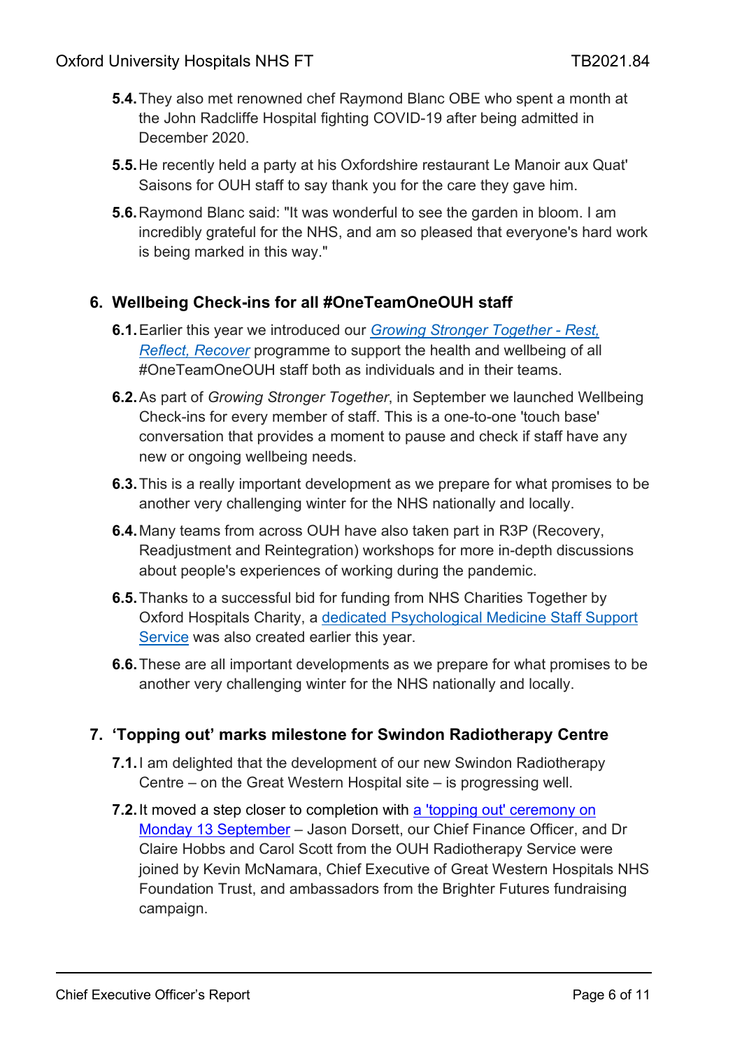**5.4.** They also met renowned chef Raymond Blanc OBE who spent a month at the John Radcliffe Hospital fighting COVID-19 after being admitted in December 2020.

**5.5.** He recently held a party at his Oxfordshire restaurant Le Manoir aux Quat' Saisons for OUH staff to say thank you for the care they gave him.

**5.6.** Raymond Blanc said: "It was wonderful to see the garden in bloom. I am incredibly grateful for the NHS, and am so pleased that everyone's hard work is being marked in this way."

## 6. Wellbeing Check-ins for all #OneTeamOneOUH staff

**6.1.** Earlier this year we introduced our *Growing Stronger Together - Rest, Reflect, Recover* programme to support the health and wellbeing of all #OneTeamOneOUH staff both as individuals and in their teams.

**6.2.** As part of *Growing Stronger Together*, in September we launched Wellbeing Check-ins for every member of staff. This is a one-to-one 'touch base' conversation that provides a moment to pause and check if staff have any new or ongoing wellbeing needs.

**6.3.** This is a really important development as we prepare for what promises to be another very challenging winter for the NHS nationally and locally.

**6.4.** Many teams from across OUH have also taken part in R3P (Recovery, Readjustment and Reintegration) workshops for more in-depth discussions about people's experiences of working during the pandemic.

**6.5.** Thanks to a successful bid for funding from NHS Charities Together by Oxford Hospitals Charity, a dedicated Psychological Medicine Staff Support Service was also created earlier this year.

**6.6.** These are all important developments as we prepare for what promises to be another very challenging winter for the NHS nationally and locally.

## 7. 'Topping out' marks milestone for Swindon Radiotherapy Centre

**7.1.** I am delighted that the development of our new Swindon Radiotherapy Centre – on the Great Western Hospital site – is progressing well.

**7.2.** It moved a step closer to completion with a 'topping out' ceremony on Monday 13 September – Jason Dorsett, our Chief Finance Officer, and Dr Claire Hobbs and Carol Scott from the OUH Radiotherapy Service were joined by Kevin McNamara, Chief Executive of Great Western Hospitals NHS Foundation Trust, and ambassadors from the Brighter Futures fundraising campaign.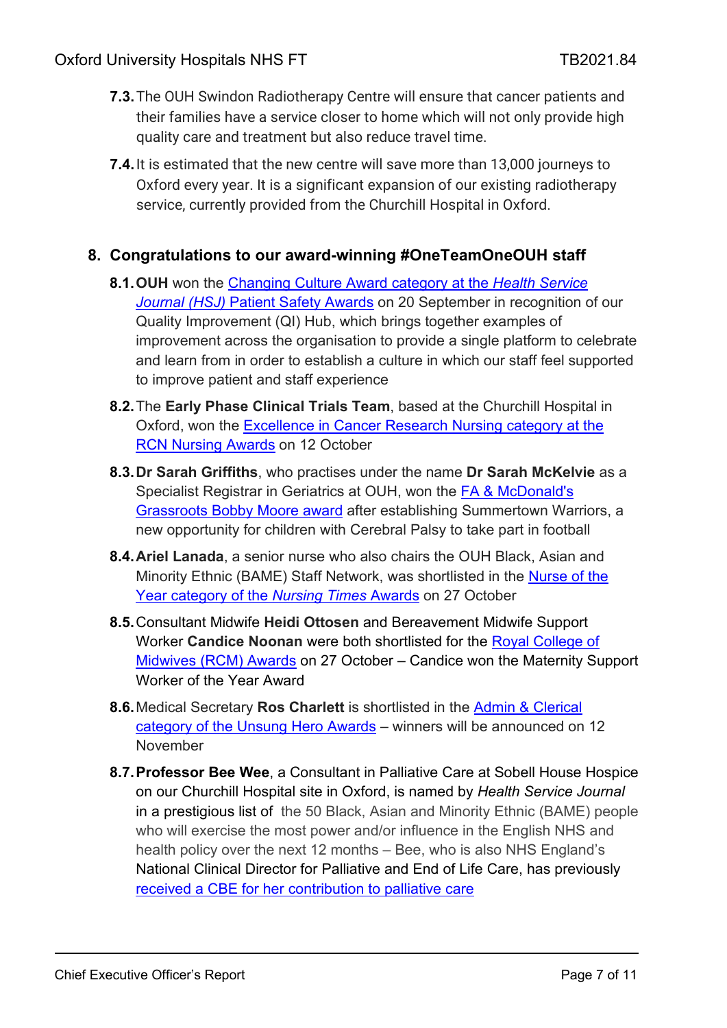**7.3.** The OUH Swindon Radiotherapy Centre will ensure that cancer patients and their families have a service closer to home which will not only provide high quality care and treatment but also reduce travel time.

**7.4.** It is estimated that the new centre will save more than 13,000 journeys to Oxford every year. It is a significant expansion of our existing radiotherapy service, currently provided from the Churchill Hospital in Oxford.

## 8. Congratulations to our award-winning #OneTeamOneOUH staff

**8.1.** **OUH** won the Changing Culture Award category at the *Health Service Journal (HSJ)* Patient Safety Awards on 20 September in recognition of our Quality Improvement (QI) Hub, which brings together examples of improvement across the organisation to provide a single platform to celebrate and learn from in order to establish a culture in which our staff feel supported to improve patient and staff experience

**8.2.** The **Early Phase Clinical Trials Team**, based at the Churchill Hospital in Oxford, won the Excellence in Cancer Research Nursing category at the RCN Nursing Awards on 12 October

**8.3.** **Dr Sarah Griffiths**, who practises under the name **Dr Sarah McKelvie** as a Specialist Registrar in Geriatrics at OUH, won the FA & McDonald's Grassroots Bobby Moore award after establishing Summertown Warriors, a new opportunity for children with Cerebral Palsy to take part in football

**8.4.** **Ariel Lanada**, a senior nurse who also chairs the OUH Black, Asian and Minority Ethnic (BAME) Staff Network, was shortlisted in the Nurse of the Year category of the *Nursing Times* Awards on 27 October

**8.5.** Consultant Midwife **Heidi Ottosen** and Bereavement Midwife Support Worker **Candice Noonan** were both shortlisted for the Royal College of Midwives (RCM) Awards on 27 October – Candice won the Maternity Support Worker of the Year Award

**8.6.** Medical Secretary **Ros Charlett** is shortlisted in the Admin & Clerical category of the Unsung Hero Awards – winners will be announced on 12 November

**8.7.** **Professor Bee Wee**, a Consultant in Palliative Care at Sobell House Hospice on our Churchill Hospital site in Oxford, is named by *Health Service Journal* in a prestigious list of the 50 Black, Asian and Minority Ethnic (BAME) people who will exercise the most power and/or influence in the English NHS and health policy over the next 12 months – Bee, who is also NHS England's National Clinical Director for Palliative and End of Life Care, has previously received a CBE for her contribution to palliative care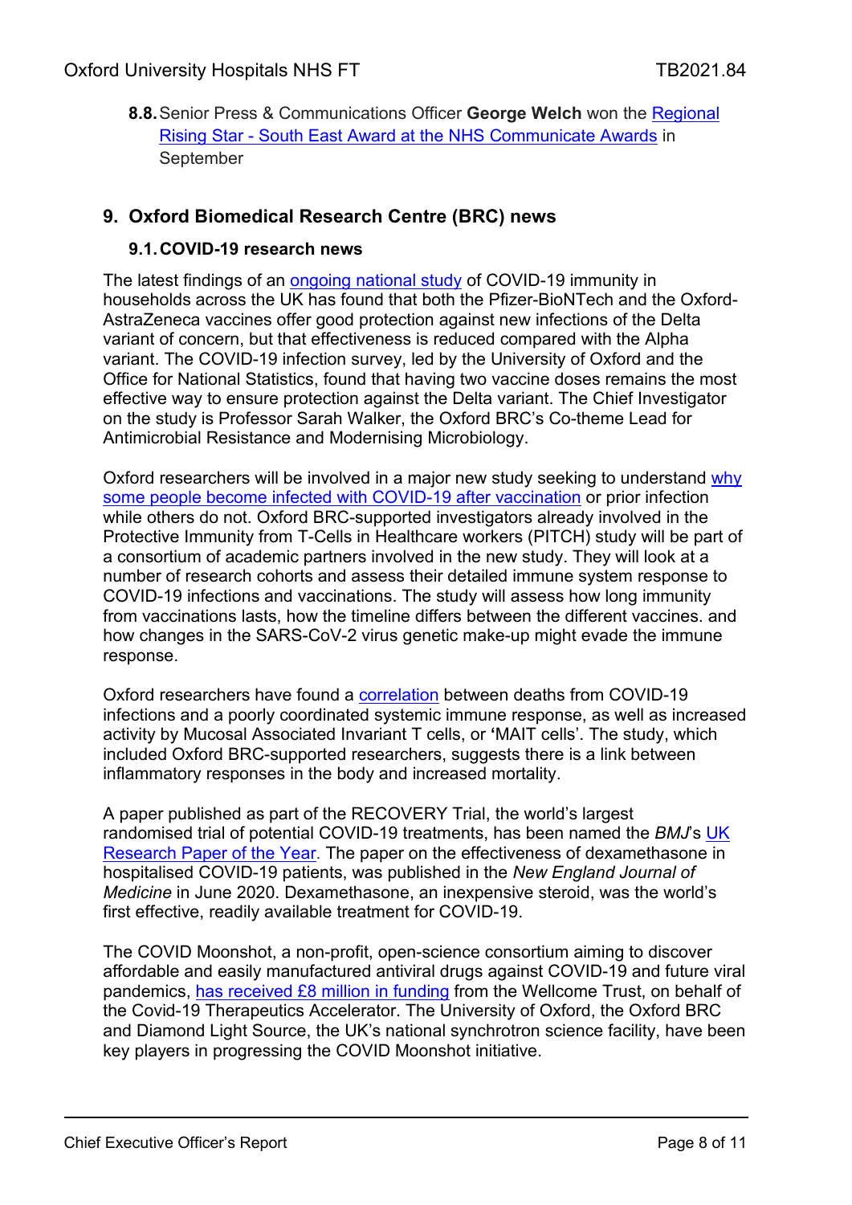**8.8.** Senior Press & Communications Officer **George Welch** won the Regional Rising Star - South East Award at the NHS Communicate Awards in September

## 9. Oxford Biomedical Research Centre (BRC) news

### 9.1. COVID-19 research news

The latest findings of an ongoing national study of COVID-19 immunity in households across the UK has found that both the Pfizer-BioNTech and the Oxford-AstraZeneca vaccines offer good protection against new infections of the Delta variant of concern, but that effectiveness is reduced compared with the Alpha variant. The COVID-19 infection survey, led by the University of Oxford and the Office for National Statistics, found that having two vaccine doses remains the most effective way to ensure protection against the Delta variant. The Chief Investigator on the study is Professor Sarah Walker, the Oxford BRC's Co-theme Lead for Antimicrobial Resistance and Modernising Microbiology.

Oxford researchers will be involved in a major new study seeking to understand why some people become infected with COVID-19 after vaccination or prior infection while others do not. Oxford BRC-supported investigators already involved in the Protective Immunity from T-Cells in Healthcare workers (PITCH) study will be part of a consortium of academic partners involved in the new study. They will look at a number of research cohorts and assess their detailed immune system response to COVID-19 infections and vaccinations. The study will assess how long immunity from vaccinations lasts, how the timeline differs between the different vaccines. and how changes in the SARS-CoV-2 virus genetic make-up might evade the immune response.

Oxford researchers have found a correlation between deaths from COVID-19 infections and a poorly coordinated systemic immune response, as well as increased activity by Mucosal Associated Invariant T cells, or 'MAIT cells'. The study, which included Oxford BRC-supported researchers, suggests there is a link between inflammatory responses in the body and increased mortality.

A paper published as part of the RECOVERY Trial, the world's largest randomised trial of potential COVID-19 treatments, has been named the *BMJ*'s UK Research Paper of the Year. The paper on the effectiveness of dexamethasone in hospitalised COVID-19 patients, was published in the *New England Journal of Medicine* in June 2020. Dexamethasone, an inexpensive steroid, was the world's first effective, readily available treatment for COVID-19.

The COVID Moonshot, a non-profit, open-science consortium aiming to discover affordable and easily manufactured antiviral drugs against COVID-19 and future viral pandemics, has received £8 million in funding from the Wellcome Trust, on behalf of the Covid-19 Therapeutics Accelerator. The University of Oxford, the Oxford BRC and Diamond Light Source, the UK's national synchrotron science facility, have been key players in progressing the COVID Moonshot initiative.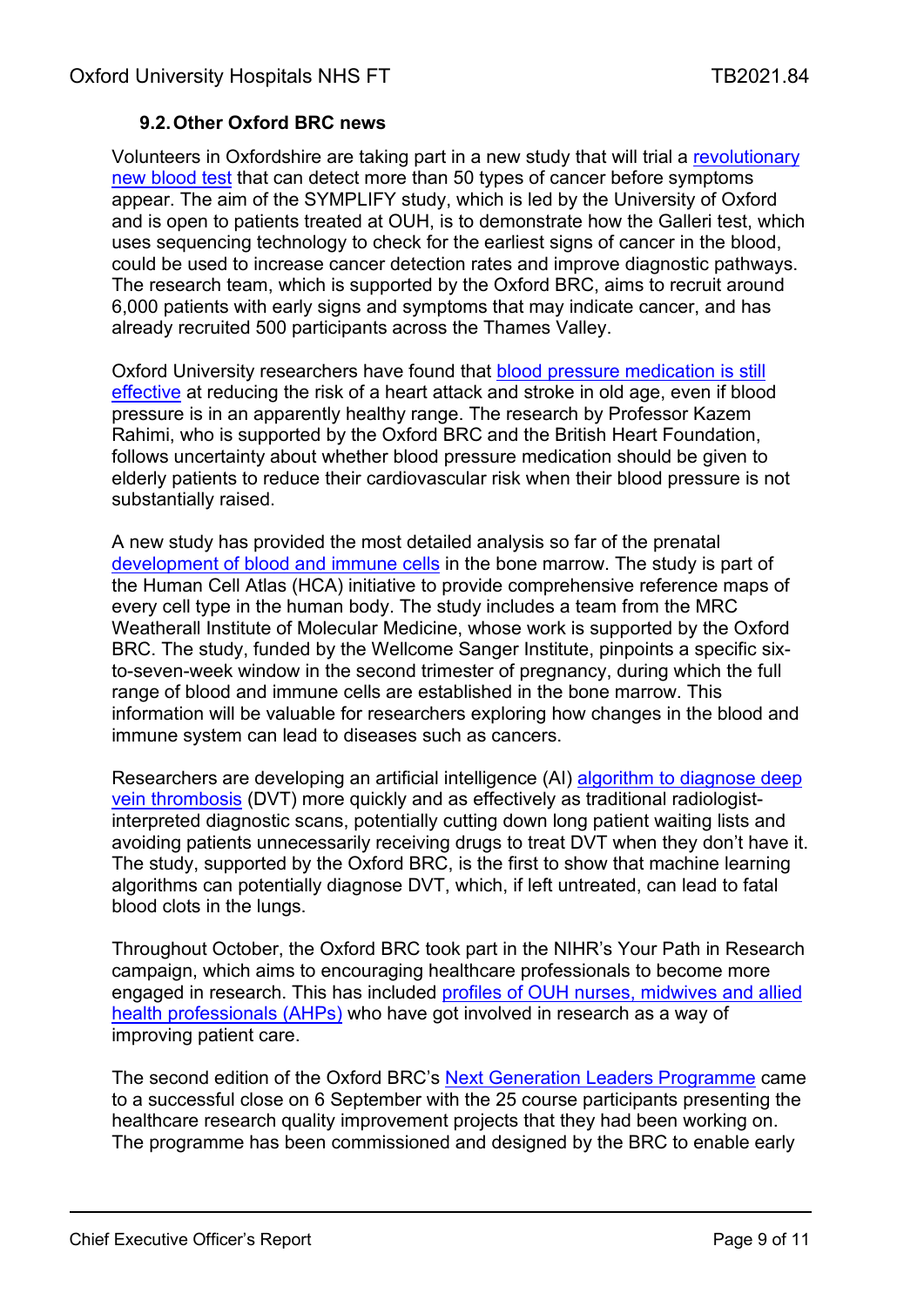### 9.2. Other Oxford BRC news

Volunteers in Oxfordshire are taking part in a new study that will trial a revolutionary new blood test that can detect more than 50 types of cancer before symptoms appear. The aim of the SYMPLIFY study, which is led by the University of Oxford and is open to patients treated at OUH, is to demonstrate how the Galleri test, which uses sequencing technology to check for the earliest signs of cancer in the blood, could be used to increase cancer detection rates and improve diagnostic pathways. The research team, which is supported by the Oxford BRC, aims to recruit around 6,000 patients with early signs and symptoms that may indicate cancer, and has already recruited 500 participants across the Thames Valley.

Oxford University researchers have found that blood pressure medication is still effective at reducing the risk of a heart attack and stroke in old age, even if blood pressure is in an apparently healthy range. The research by Professor Kazem Rahimi, who is supported by the Oxford BRC and the British Heart Foundation, follows uncertainty about whether blood pressure medication should be given to elderly patients to reduce their cardiovascular risk when their blood pressure is not substantially raised.

A new study has provided the most detailed analysis so far of the prenatal development of blood and immune cells in the bone marrow. The study is part of the Human Cell Atlas (HCA) initiative to provide comprehensive reference maps of every cell type in the human body. The study includes a team from the MRC Weatherall Institute of Molecular Medicine, whose work is supported by the Oxford BRC. The study, funded by the Wellcome Sanger Institute, pinpoints a specific six-to-seven-week window in the second trimester of pregnancy, during which the full range of blood and immune cells are established in the bone marrow. This information will be valuable for researchers exploring how changes in the blood and immune system can lead to diseases such as cancers.

Researchers are developing an artificial intelligence (AI) algorithm to diagnose deep vein thrombosis (DVT) more quickly and as effectively as traditional radiologist-interpreted diagnostic scans, potentially cutting down long patient waiting lists and avoiding patients unnecessarily receiving drugs to treat DVT when they don't have it. The study, supported by the Oxford BRC, is the first to show that machine learning algorithms can potentially diagnose DVT, which, if left untreated, can lead to fatal blood clots in the lungs.

Throughout October, the Oxford BRC took part in the NIHR's Your Path in Research campaign, which aims to encouraging healthcare professionals to become more engaged in research. This has included profiles of OUH nurses, midwives and allied health professionals (AHPs) who have got involved in research as a way of improving patient care.

The second edition of the Oxford BRC's Next Generation Leaders Programme came to a successful close on 6 September with the 25 course participants presenting the healthcare research quality improvement projects that they had been working on. The programme has been commissioned and designed by the BRC to enable early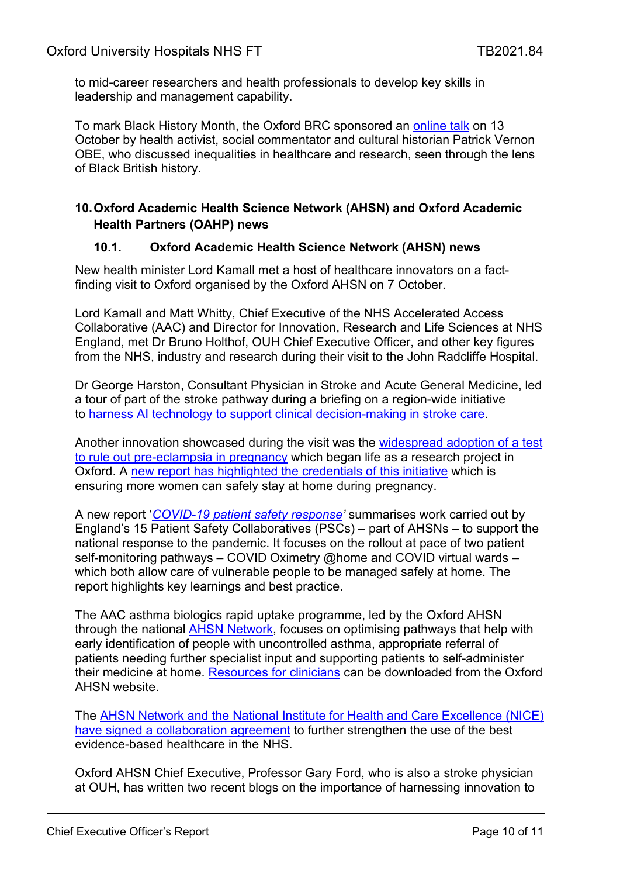to mid-career researchers and health professionals to develop key skills in leadership and management capability.

To mark Black History Month, the Oxford BRC sponsored an online talk on 13 October by health activist, social commentator and cultural historian Patrick Vernon OBE, who discussed inequalities in healthcare and research, seen through the lens of Black British history.

## 10. Oxford Academic Health Science Network (AHSN) and Oxford Academic Health Partners (OAHP) news

### 10.1. Oxford Academic Health Science Network (AHSN) news

New health minister Lord Kamall met a host of healthcare innovators on a fact-finding visit to Oxford organised by the Oxford AHSN on 7 October.

Lord Kamall and Matt Whitty, Chief Executive of the NHS Accelerated Access Collaborative (AAC) and Director for Innovation, Research and Life Sciences at NHS England, met Dr Bruno Holthof, OUH Chief Executive Officer, and other key figures from the NHS, industry and research during their visit to the John Radcliffe Hospital.

Dr George Harston, Consultant Physician in Stroke and Acute General Medicine, led a tour of part of the stroke pathway during a briefing on a region-wide initiative to harness AI technology to support clinical decision-making in stroke care.

Another innovation showcased during the visit was the widespread adoption of a test to rule out pre-eclampsia in pregnancy which began life as a research project in Oxford. A new report has highlighted the credentials of this initiative which is ensuring more women can safely stay at home during pregnancy.

A new report '*COVID-19 patient safety response*' summarises work carried out by England's 15 Patient Safety Collaboratives (PSCs) – part of AHSNs – to support the national response to the pandemic. It focuses on the rollout at pace of two patient self-monitoring pathways – COVID Oximetry @home and COVID virtual wards – which both allow care of vulnerable people to be managed safely at home. The report highlights key learnings and best practice.

The AAC asthma biologics rapid uptake programme, led by the Oxford AHSN through the national AHSN Network, focuses on optimising pathways that help with early identification of people with uncontrolled asthma, appropriate referral of patients needing further specialist input and supporting patients to self-administer their medicine at home. Resources for clinicians can be downloaded from the Oxford AHSN website.

The AHSN Network and the National Institute for Health and Care Excellence (NICE) have signed a collaboration agreement to further strengthen the use of the best evidence-based healthcare in the NHS.

Oxford AHSN Chief Executive, Professor Gary Ford, who is also a stroke physician at OUH, has written two recent blogs on the importance of harnessing innovation to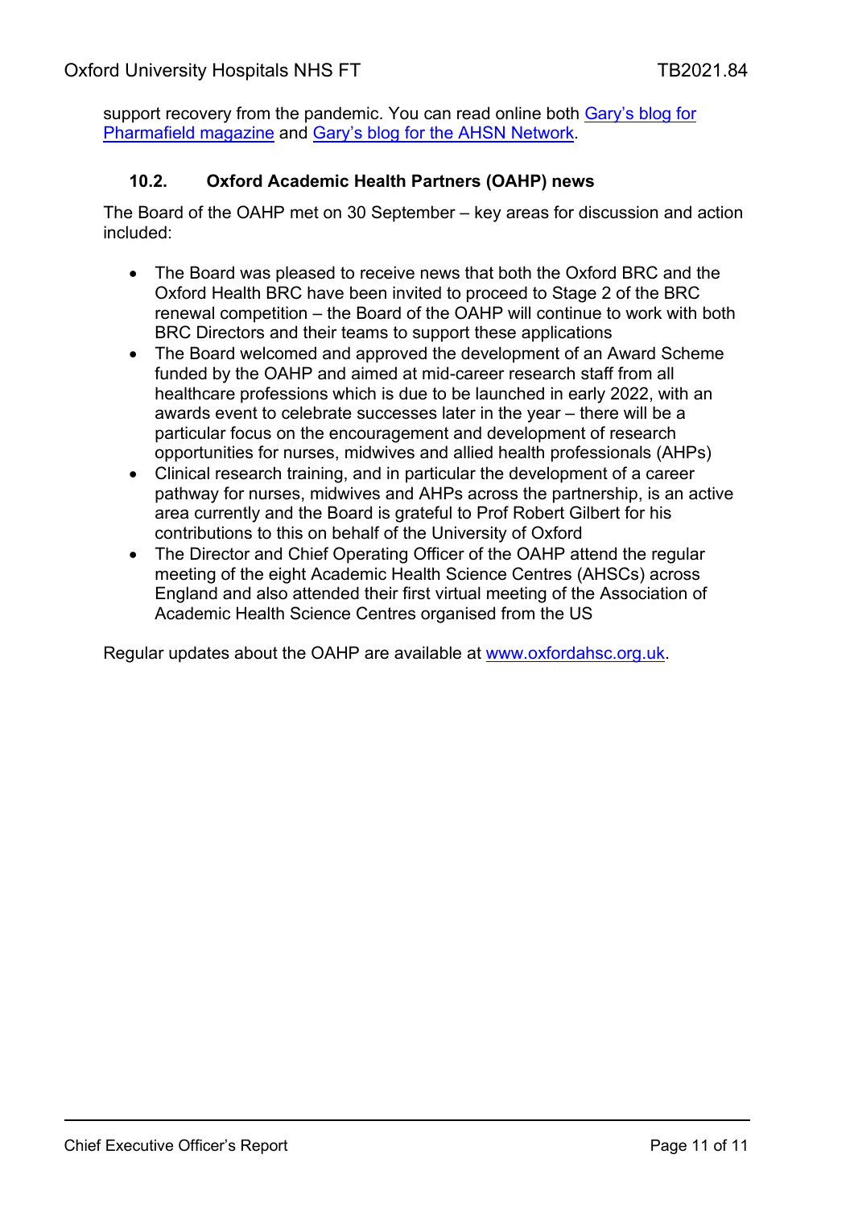support recovery from the pandemic. You can read online both [Gary's blog for Pharmafield magazine]() and [Gary's blog for the AHSN Network]().

### 10.2. Oxford Academic Health Partners (OAHP) news

The Board of the OAHP met on 30 September – key areas for discussion and action included:

- The Board was pleased to receive news that both the Oxford BRC and the Oxford Health BRC have been invited to proceed to Stage 2 of the BRC renewal competition – the Board of the OAHP will continue to work with both BRC Directors and their teams to support these applications
- The Board welcomed and approved the development of an Award Scheme funded by the OAHP and aimed at mid-career research staff from all healthcare professions which is due to be launched in early 2022, with an awards event to celebrate successes later in the year – there will be a particular focus on the encouragement and development of research opportunities for nurses, midwives and allied health professionals (AHPs)
- Clinical research training, and in particular the development of a career pathway for nurses, midwives and AHPs across the partnership, is an active area currently and the Board is grateful to Prof Robert Gilbert for his contributions to this on behalf of the University of Oxford
- The Director and Chief Operating Officer of the OAHP attend the regular meeting of the eight Academic Health Science Centres (AHSCs) across England and also attended their first virtual meeting of the Association of Academic Health Science Centres organised from the US

Regular updates about the OAHP are available at [www.oxfordahsc.org.uk](www.oxfordahsc.org.uk).